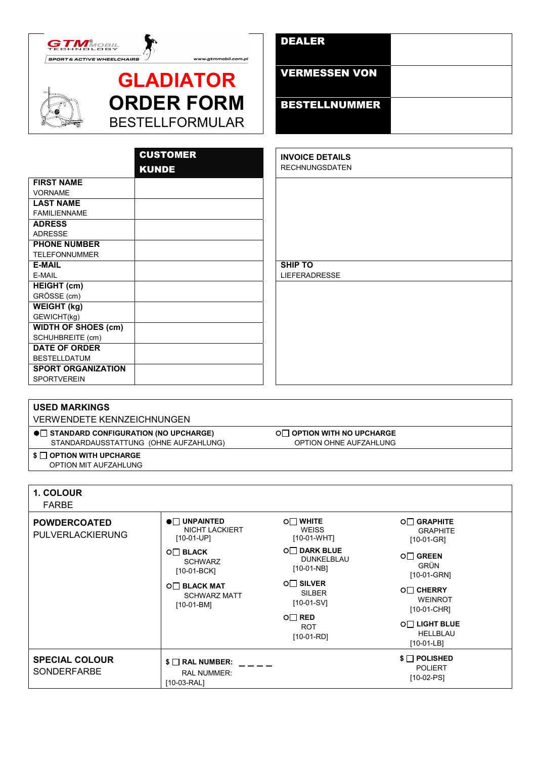GTM MOBIL TECHNOLOGY

SPORT & ACTIVE WHEELCHAIRS www.gtmmobil.com.pl

# GLADIATOR ORDER FORM

## BESTELLFORMULAR

| DEALER | |
|---|---|
| VERMESSEN VON | |
| BESTELLNUMMER | |

| | CUSTOMER KUNDE |
|---|---|
| **FIRST NAME** VORNAME | |
| **LAST NAME** FAMILIENNAME | |
| **ADRESS** ADRESSE | |
| **PHONE NUMBER** TELEFONNUMMER | |
| **E-MAIL** E-MAIL | |
| **HEIGHT (cm)** GRÖSSE (cm) | |
| **WEIGHT (kg)** GEWICHT(kg) | |
| **WIDTH OF SHOES (cm)** SCHUHBREITE (cm) | |
| **DATE OF ORDER** BESTELLDATUM | |
| **SPORT ORGANIZATION** SPORTVEREIN | |

| **INVOICE DETAILS** RECHNUNGSDATEN |
|---|
| |
| **SHIP TO** LIEFERADRESSE |
| |

**USED MARKINGS**
VERWENDETE KENNZEICHNUNGEN

| | |
|---|---|
| ●☐ **STANDARD CONFIGURATION (NO UPCHARGE)** STANDARDAUSSTATTUNG (OHNE AUFZAHLUNG) | O☐ **OPTION WITH NO UPCHARGE** OPTION OHNE AUFZAHLUNG |
| $ ☐ **OPTION WITH UPCHARGE** OPTION MIT AUFZAHLUNG | |

**1. COLOUR**
FARBE

| | | | |
|---|---|---|---|
| **POWDERCOATED** PULVERLACKIERUNG | ●☐ **UNPAINTED** NICHT LACKIERT [10-01-UP] | O☐ **WHITE** WEISS [10-01-WHT] | O☐ **GRAPHITE** GRAPHITE [10-01-GR] |
| | O☐ **BLACK** SCHWARZ [10-01-BCK] | O☐ **DARK BLUE** DUNKELBLAU [10-01-NB] | O☐ **GREEN** GRÜN [10-01-GRN] |
| | O☐ **BLACK MAT** SCHWARZ MATT [10-01-BM] | O☐ **SILVER** SILBER [10-01-SV] | O☐ **CHERRY** WEINROT [10-01-CHR] |
| | | O☐ **RED** ROT [10-01-RD] | O☐ **LIGHT BLUE** HELLBLAU [10-01-LB] |
| **SPECIAL COLOUR** SONDERFARBE | $ ☐ **RAL NUMBER:** _ _ _ _ RAL NUMMER: [10-03-RAL] | | $ ☐ **POLISHED** POLIERT [10-02-PS] |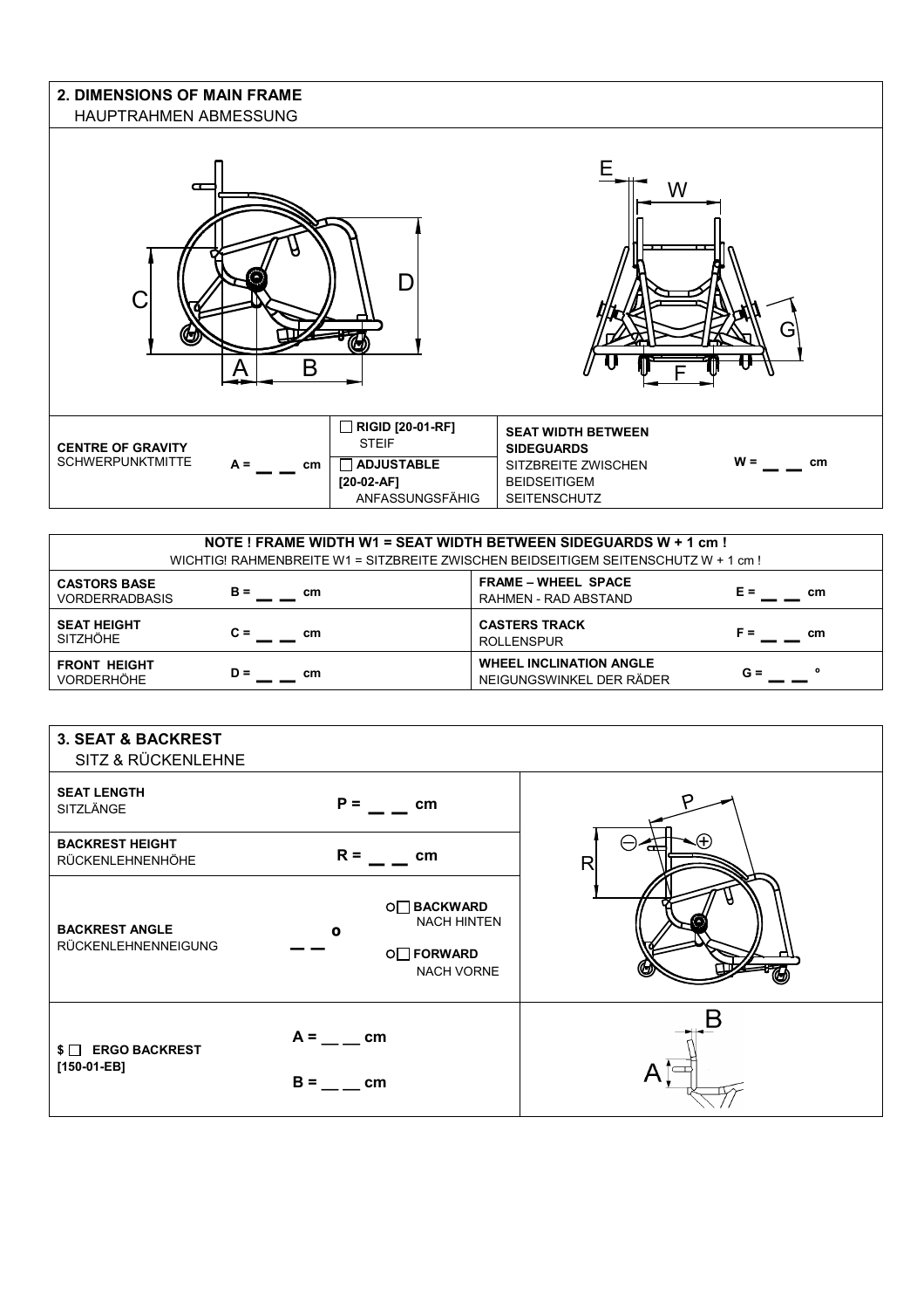## 2. DIMENSIONS OF MAIN FRAME
HAUPTRAHMEN ABMESSUNG

| | | | | |
|---|---|---|---|---|
| **CENTRE OF GRAVITY** SCHWERPUNKTMITTE | A = __ __ cm | ☐ **RIGID [20-01-RF]** STEIF<br>☐ **ADJUSTABLE [20-02-AF]** ANFASSUNGSFÄHIG | **SEAT WIDTH BETWEEN SIDEGUARDS** SITZBREITE ZWISCHEN BEIDSEITIGEM SEITENSCHUTZ | W = __ __ cm |

**NOTE ! FRAME WIDTH W1 = SEAT WIDTH BETWEEN SIDEGUARDS W + 1 cm !**
WICHTIG! RAHMENBREITE W1 = SITZBREITE ZWISCHEN BEIDSEITIGEM SEITENSCHUTZ W + 1 cm !

| | | | |
|---|---|---|---|
| **CASTORS BASE** VORDERRADBASIS | B = __ __ cm | **FRAME – WHEEL SPACE** RAHMEN - RAD ABSTAND | E = __ __ cm |
| **SEAT HEIGHT** SITZHÖHE | C = __ __ cm | **CASTERS TRACK** ROLLENSPUR | F = __ __ cm |
| **FRONT HEIGHT** VORDERHÖHE | D = __ __ cm | **WHEEL INCLINATION ANGLE** NEIGUNGSWINKEL DER RÄDER | G = __ __ ° |

## 3. SEAT & BACKREST
SITZ & RÜCKENLEHNE

| | |
|---|---|
| **SEAT LENGTH** SITZLÄNGE | P = __ __ cm |
| **BACKREST HEIGHT** RÜCKENLEHNENHÖHE | R = __ __ cm |
| **BACKREST ANGLE** RÜCKENLEHNENNEIGUNG | __ __ ° &nbsp; ○☐ **BACKWARD** NACH HINTEN &nbsp; ○☐ **FORWARD** NACH VORNE |
| $ ☐ **ERGO BACKREST [150-01-EB]** | A = __ __ cm<br>B = __ __ cm |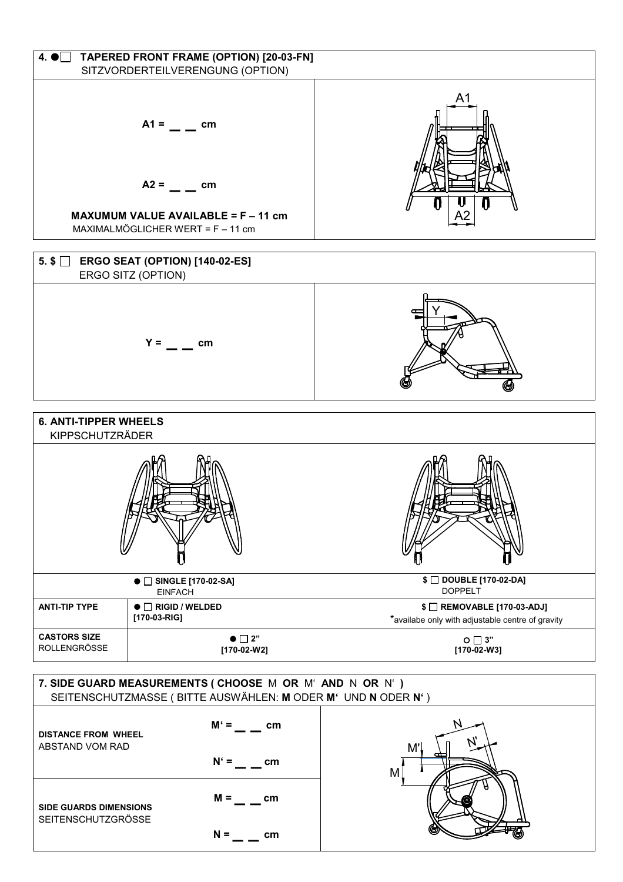## 4. ● ☐ TAPERED FRONT FRAME (OPTION) [20-03-FN]

SITZVORDERTEILVERENGUNG (OPTION)

**A1 = __ __ cm**

**A2 = __ __ cm**

**MAXUMUM VALUE AVAILABLE = F – 11 cm**

MAXIMALMÖGLICHER WERT = F – 11 cm

A1

A2

## 5. $ ☐ ERGO SEAT (OPTION) [140-02-ES]

ERGO SITZ (OPTION)

**Y = __ __ cm**

Y

## 6. ANTI-TIPPER WHEELS

KIPPSCHUTZRÄDER

| | ● ☐ **SINGLE [170-02-SA]** EINFACH | $ ☐ **DOUBLE [170-02-DA]** DOPPELT |
|---|---|---|
| **ANTI-TIP TYPE** | ● ☐ **RIGID / WELDED [170-03-RIG]** | $ ☐ **REMOVABLE [170-03-ADJ]** *availabe only with adjustable centre of gravity |
| **CASTORS SIZE** ROLLENGRÖSSE | ● ☐ **2" [170-02-W2]** | ○ ☐ **3" [170-02-W3]** |

## 7. SIDE GUARD MEASUREMENTS ( CHOOSE M OR M' AND N OR N' )

SEITENSCHUTZMASSE ( BITTE AUSWÄHLEN: **M** ODER **M'** UND **N** ODER **N'** )

| | | |
|---|---|---|
| **DISTANCE FROM WHEEL** ABSTAND VOM RAD | **M' = __ __ cm** **N' = __ __ cm** | N, N', M', M |
| **SIDE GUARDS DIMENSIONS** SEITENSCHUTZGRÖSSE | **M = __ __ cm** **N = __ __ cm** | |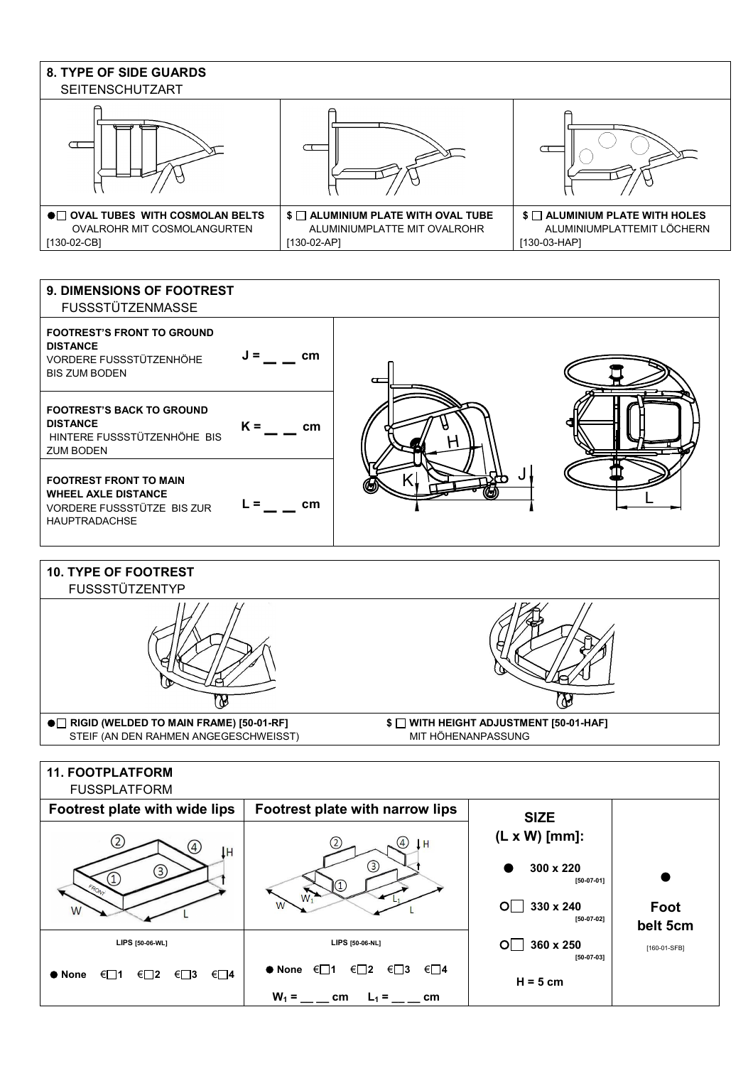## 8. TYPE OF SIDE GUARDS

SEITENSCHUTZART

| ● ☐ **OVAL TUBES WITH COSMOLAN BELTS** | $ ☐ **ALUMINIUM PLATE WITH OVAL TUBE** | $ ☐ **ALUMINIUM PLATE WITH HOLES** |
|---|---|---|
| OVALROHR MIT COSMOLANGURTEN | ALUMINIUMPLATTE MIT OVALROHR | ALUMINIUMPLATTEMIT LÖCHERN |
| [130-02-CB] | [130-02-AP] | [130-03-HAP] |

## 9. DIMENSIONS OF FOOTREST

FUSSSTÜTZENMASSE

| | |
|---|---|
| **FOOTREST'S FRONT TO GROUND DISTANCE** VORDERE FUSSSTÜTZENHÖHE BIS ZUM BODEN | J = __ __ cm |
| **FOOTREST'S BACK TO GROUND DISTANCE** HINTERE FUSSSTÜTZENHÖHE BIS ZUM BODEN | K = __ __ cm |
| **FOOTREST FRONT TO MAIN WHEEL AXLE DISTANCE** VORDERE FUSSSTÜTZE BIS ZUR HAUPTRADACHSE | L = __ __ cm |

## 10. TYPE OF FOOTREST

FUSSSTÜTZENTYP

| ● ☐ **RIGID (WELDED TO MAIN FRAME) [50-01-RF]** | $ ☐ **WITH HEIGHT ADJUSTMENT [50-01-HAF]** |
|---|---|
| STEIF (AN DEN RAHMEN ANGEGESCHWEISST) | MIT HÖHENANPASSUNG |

## 11. FOOTPLATFORM

FUSSPLATFORM

| **Footrest plate with wide lips** | **Footrest plate with narrow lips** | **SIZE (L x W) [mm]:** | |
|---|---|---|---|
| | | ● **300 x 220** [50-07-01] | ● |
| | | O☐ **330 x 240** [50-07-02] | **Foot belt 5cm** |
| **LIPS** [50-06-WL] | **LIPS** [50-06-NL] | O☐ **360 x 250** [50-07-03] | [160-01-SFB] |
| ● **None** €☐**1** €☐**2** €☐**3** €☐**4** | ● **None** €☐**1** €☐**2** €☐**3** €☐**4** $W_1$ = __ __ cm $L_1$ = __ __ cm | **H = 5 cm** | |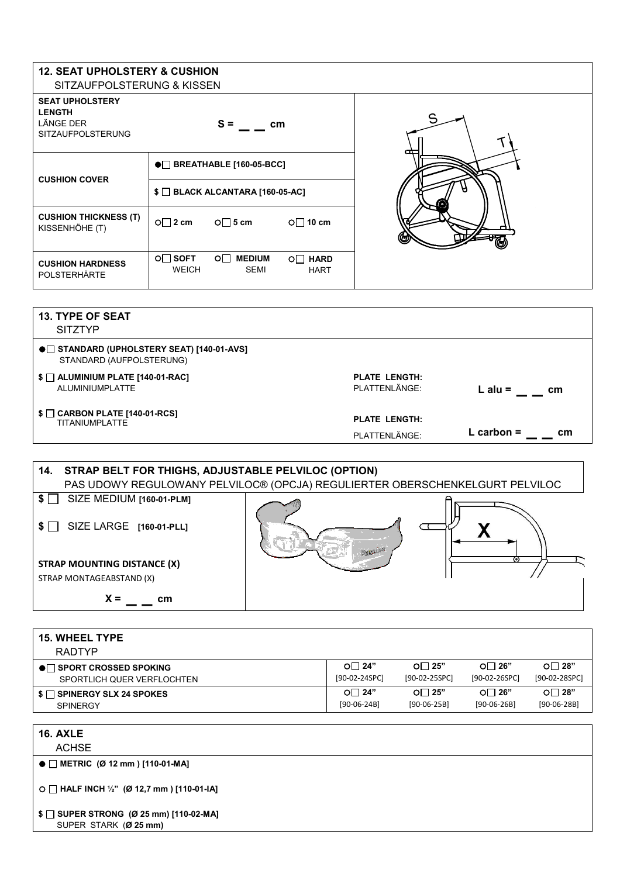## 12. SEAT UPHOLSTERY & CUSHION
SITZAUFPOLSTERUNG & KISSEN

| | | | |
|---|---|---|---|
| **SEAT UPHOLSTERY LENGTH** LÄNGE DER SITZAUFPOLSTERUNG | **S = __ __ cm** | | |
| **CUSHION COVER** | ●☐ **BREATHABLE [160-05-BCC]** | | |
| | $ ☐ **BLACK ALCANTARA [160-05-AC]** | | |
| **CUSHION THICKNESS (T)** KISSENHÖHE (T) | ○☐ **2 cm** | ○☐ **5 cm** | ○☐ **10 cm** |
| **CUSHION HARDNESS** POLSTERHÄRTE | ○☐ **SOFT** WEICH | ○☐ **MEDIUM** SEMI | ○☐ **HARD** HART |

## 13. TYPE OF SEAT
SITZTYP

| | | |
|---|---|---|
| ●☐ **STANDARD (UPHOLSTERY SEAT) [140-01-AVS]** STANDARD (AUFPOLSTERUNG) | | |
| $ ☐ **ALUMINIUM PLATE [140-01-RAC]** ALUMINIUMPLATTE | **PLATE LENGTH:** PLATTENLÄNGE: | **L alu = __ __ cm** |
| $ ☐ **CARBON PLATE [140-01-RCS]** TITANIUMPLATTE | **PLATE LENGTH:** PLATTENLÄNGE: | **L carbon = __ __ cm** |

## 14. STRAP BELT FOR THIGHS, ADJUSTABLE PELVILOC (OPTION)
PAS UDOWY REGULOWANY PELVILOC® (OPCJA) REGULIERTER OBERSCHENKELGURT PELVILOC

$ ☐ SIZE MEDIUM **[160-01-PLM]**

$ ☐ SIZE LARGE **[160-01-PLL]**

**STRAP MOUNTING DISTANCE (X)**
STRAP MONTAGEABSTAND (X)

**X = __ __ cm**

## 15. WHEEL TYPE
RADTYP

| | | | | |
|---|---|---|---|---|
| ●☐ **SPORT CROSSED SPOKING** SPORTLICH QUER VERFLOCHTEN | ○☐ **24"** [90-02-24SPC] | ○☐ **25"** [90-02-25SPC] | ○☐ **26"** [90-02-26SPC] | ○☐ **28"** [90-02-28SPC] |
| $ ☐ **SPINERGY SLX 24 SPOKES** SPINERGY | ○☐ **24"** [90-06-24B] | ○☐ **25"** [90-06-25B] | ○☐ **26"** [90-06-26B] | ○☐ **28"** [90-06-28B] |

## 16. AXLE
ACHSE

● ☐ **METRIC (Ø 12 mm) [110-01-MA]**

○ ☐ **HALF INCH ½" (Ø 12,7 mm) [110-01-IA]**

$ ☐ **SUPER STRONG (Ø 25 mm) [110-02-MA]**
SUPER STARK (**Ø 25 mm**)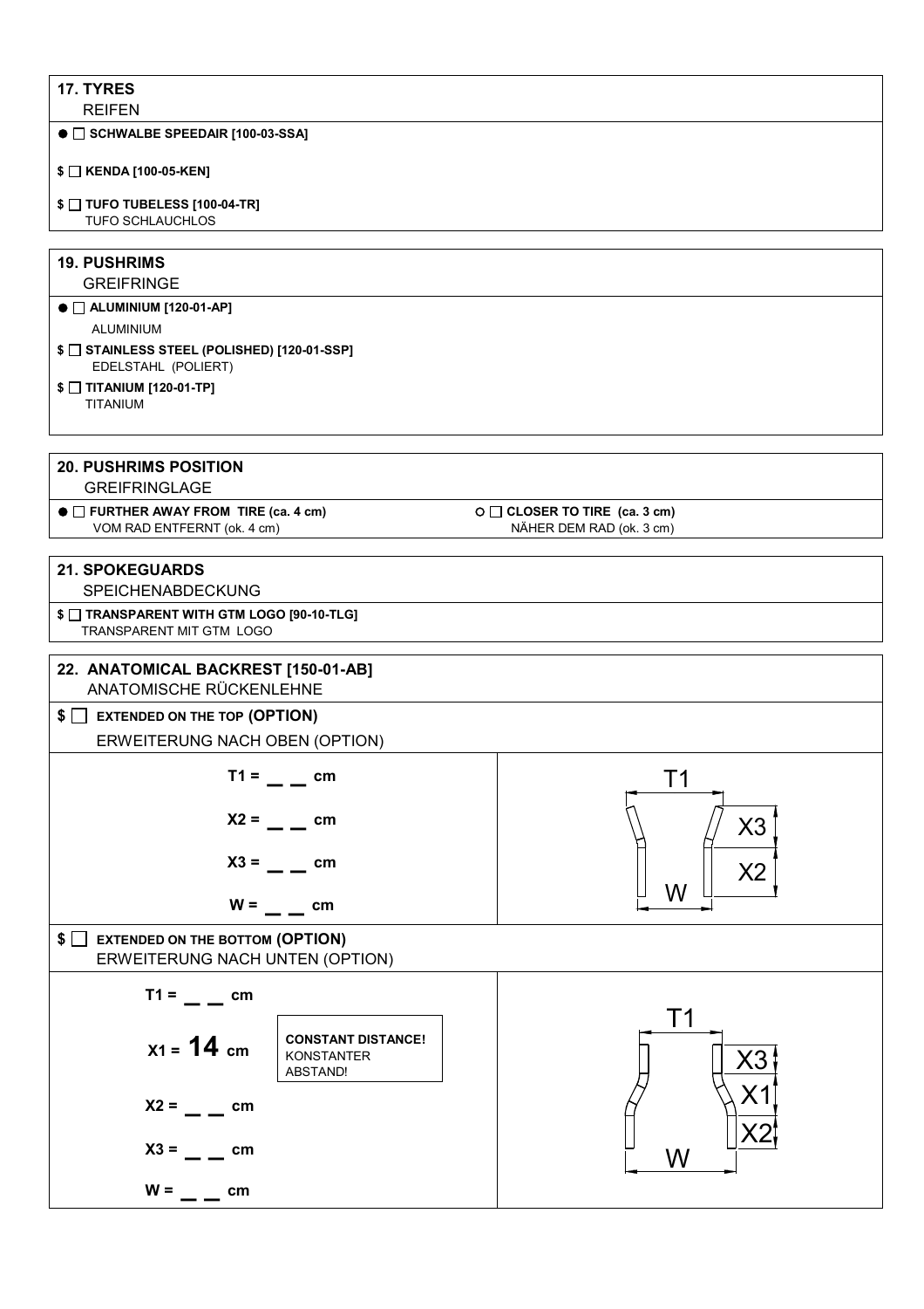## 17. TYRES

REIFEN

● ☐ **SCHWALBE SPEEDAIR [100-03-SSA]**

$ ☐ **KENDA [100-05-KEN]**

$ ☐ **TUFO TUBELESS [100-04-TR]**
TUFO SCHLAUCHLOS

## 19. PUSHRIMS

GREIFRINGE

● ☐ **ALUMINIUM [120-01-AP]**
ALUMINIUM

$ ☐ **STAINLESS STEEL (POLISHED) [120-01-SSP]**
EDELSTAHL (POLIERT)

$ ☐ **TITANIUM [120-01-TP]**
TITANIUM

## 20. PUSHRIMS POSITION

GREIFRINGLAGE

● ☐ **FURTHER AWAY FROM TIRE (ca. 4 cm)**
VOM RAD ENTFERNT (ok. 4 cm)

○ ☐ **CLOSER TO TIRE (ca. 3 cm)**
NÄHER DEM RAD (ok. 3 cm)

## 21. SPOKEGUARDS

SPEICHENABDECKUNG

$ ☐ **TRANSPARENT WITH GTM LOGO [90-10-TLG]**
TRANSPARENT MIT GTM LOGO

## 22. ANATOMICAL BACKREST [150-01-AB]

ANATOMISCHE RÜCKENLEHNE

$ ☐ **EXTENDED ON THE TOP (OPTION)**
ERWEITERUNG NACH OBEN (OPTION)

**T1 = _ _ cm**

**X2 = _ _ cm**

**X3 = _ _ cm**

**W = _ _ cm**

T1, X3, X2, W

$ ☐ **EXTENDED ON THE BOTTOM (OPTION)**
ERWEITERUNG NACH UNTEN (OPTION)

**T1 = _ _ cm**

**X1 = 14 cm**

**CONSTANT DISTANCE!**
KONSTANTER ABSTAND!

**X2 = _ _ cm**

**X3 = _ _ cm**

**W = _ _ cm**

T1, X3, X1, X2, W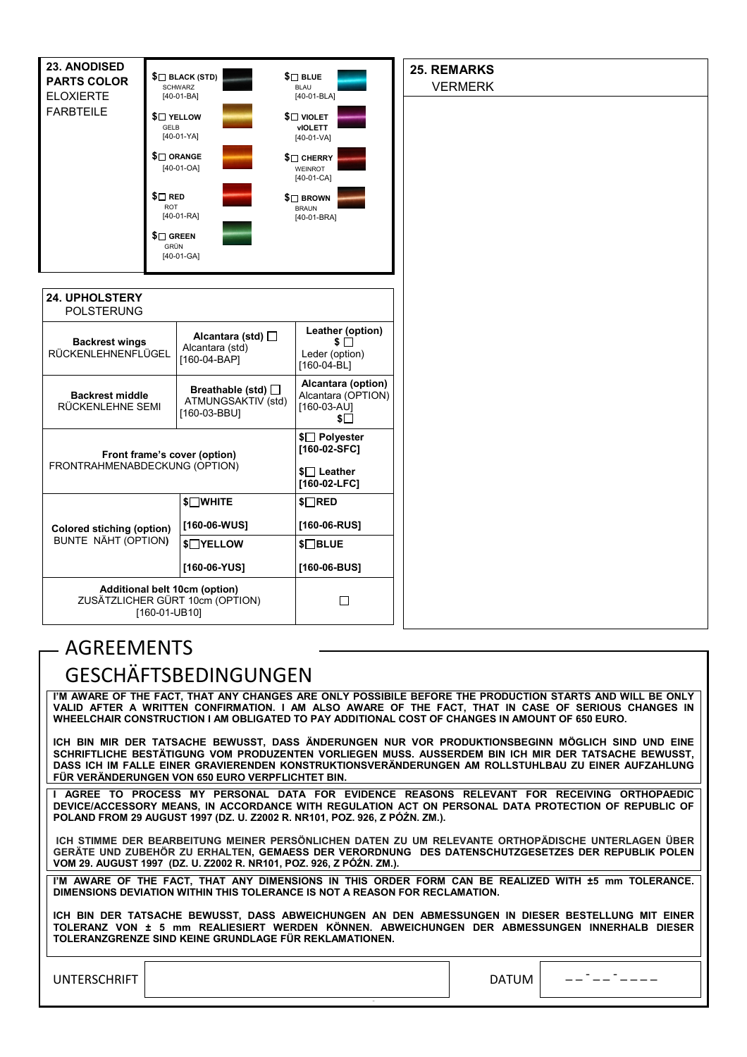## 23. ANODISED PARTS COLOR

ELOXIERTE FARBTEILE

| | |
|---|---|
| $☐ BLACK (STD) SCHWARZ [40-01-BA] | $☐ BLUE BLAU [40-01-BLA] |
| $☐ YELLOW GELB [40-01-YA] | $☐ VIOLET vIOLETT [40-01-VA] |
| $☐ ORANGE [40-01-OA] | $☐ CHERRY WEINROT [40-01-CA] |
| $☐ RED ROT [40-01-RA] | $☐ BROWN BRAUN [40-01-BRA] |
| $☐ GREEN GRÜN [40-01-GA] | |

## 24. UPHOLSTERY

POLSTERUNG

| | | |
|---|---|---|
| **Backrest wings** RÜCKENLEHNENFLÜGEL | **Alcantara (std)** ☐ Alcantara (std) [160-04-BAP] | **Leather (option)** $ ☐ Leder (option) [160-04-BL] |
| **Backrest middle** RÜCKENLEHNE SEMI | **Breathable (std)** ☐ ATMUNGSAKTIV (std) [160-03-BBU] | **Alcantara (option)** Alcantara (OPTION) [160-03-AU] $☐ |
| **Front frame's cover (option)** FRONTRAHMENABDECKUNG (OPTION) | | $☐ **Polyester [160-02-SFC]** $☐ **Leather [160-02-LFC]** |
| **Colored stiching (option)** BUNTE NÄHT (OPTION) | $☐**WHITE** **[160-06-WUS]** | $☐**RED** **[160-06-RUS]** |
| | $☐**YELLOW** **[160-06-YUS]** | $☐**BLUE** **[160-06-BUS]** |
| **Additional belt 10cm (option)** ZUSÄTZLICHER GÜRT 10cm (OPTION) [160-01-UB10] | | ☐ |

## 25. REMARKS

VERMERK

# AGREEMENTS

# GESCHÄFTSBEDINGUNGEN

**I'M AWARE OF THE FACT, THAT ANY CHANGES ARE ONLY POSSIBILE BEFORE THE PRODUCTION STARTS AND WILL BE ONLY VALID AFTER A WRITTEN CONFIRMATION. I AM ALSO AWARE OF THE FACT, THAT IN CASE OF SERIOUS CHANGES IN WHEELCHAIR CONSTRUCTION I AM OBLIGATED TO PAY ADDITIONAL COST OF CHANGES IN AMOUNT OF 650 EURO.**

**ICH BIN MIR DER TATSACHE BEWUSST, DASS ÄNDERUNGEN NUR VOR PRODUKTIONSBEGINN MÖGLICH SIND UND EINE SCHRIFTLICHE BESTÄTIGUNG VOM PRODUZENTEN VORLIEGEN MUSS. AUSSERDEM BIN ICH MIR DER TATSACHE BEWUSST, DASS ICH IM FALLE EINER GRAVIERENDEN KONSTRUKTIONSVERÄNDERUNGEN AM ROLLSTUHLBAU ZU EINER AUFZAHLUNG FÜR VERÄNDERUNGEN VON 650 EURO VERPFLICHTET BIN.**

**I AGREE TO PROCESS MY PERSONAL DATA FOR EVIDENCE REASONS RELEVANT FOR RECEIVING ORTHOPAEDIC DEVICE/ACCESSORY MEANS, IN ACCORDANCE WITH REGULATION ACT ON PERSONAL DATA PROTECTION OF REPUBLIC OF POLAND FROM 29 AUGUST 1997 (DZ. U. Z2002 R. NR101, POZ. 926, Z PÓŹN. ZM.).**

**ICH STIMME DER BEARBEITUNG MEINER PERSÖNLICHEN DATEN ZU UM RELEVANTE ORTHOPÄDISCHE UNTERLAGEN ÜBER GERÄTE UND ZUBEHÖR ZU ERHALTEN, GEMAESS DER VERORDNUNG DES DATENSCHUTZGESETZES DER REPUBLIK POLEN VOM 29. AUGUST 1997 (DZ. U. Z2002 R. NR101, POZ. 926, Z PÓŹN. ZM.).**

**I'M AWARE OF THE FACT, THAT ANY DIMENSIONS IN THIS ORDER FORM CAN BE REALIZED WITH ±5 mm TOLERANCE. DIMENSIONS DEVIATION WITHIN THIS TOLERANCE IS NOT A REASON FOR RECLAMATION.**

**ICH BIN DER TATSACHE BEWUSST, DASS ABWEICHUNGEN AN DEN ABMESSUNGEN IN DIESER BESTELLUNG MIT EINER TOLERANZ VON ± 5 mm REALIESIERT WERDEN KÖNNEN. ABWEICHUNGEN DER ABMESSUNGEN INNERHALB DIESER TOLERANZGRENZE SIND KEINE GRUNDLAGE FÜR REKLAMATIONEN.**

| | | | |
|---|---|---|---|
| UNTERSCHRIFT | | DATUM | \_ \_ - \_ \_ - \_ \_ \_ \_ |